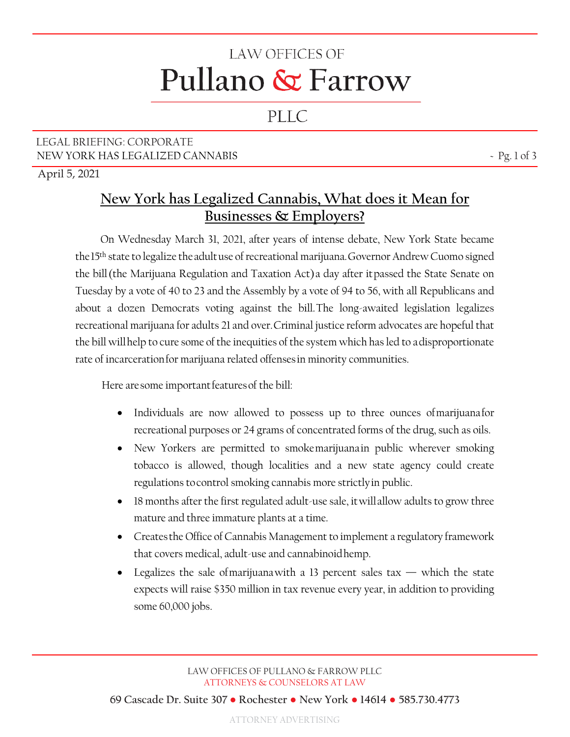# LAW OFFICES OF Pullano & Farrow PLLC

LEGAL BRIEFING: CORPORATE
NEW YORK HAS LEGALIZED CANNABIS

April 5, 2021

## New York has Legalized Cannabis, What does it Mean for Businesses & Employers?

On Wednesday March 31, 2021, after years of intense debate, New York State became the 15th state to legalize the adult use of recreational marijuana. Governor Andrew Cuomo signed the bill (the Marijuana Regulation and Taxation Act) a day after it passed the State Senate on Tuesday by a vote of 40 to 23 and the Assembly by a vote of 94 to 56, with all Republicans and about a dozen Democrats voting against the bill. The long-awaited legislation legalizes recreational marijuana for adults 21 and over. Criminal justice reform advocates are hopeful that the bill will help to cure some of the inequities of the system which has led to a disproportionate rate of incarceration for marijuana related offenses in minority communities.

Here are some important features of the bill:

- Individuals are now allowed to possess up to three ounces of marijuana for recreational purposes or 24 grams of concentrated forms of the drug, such as oils.
- New Yorkers are permitted to smoke marijuana in public wherever smoking tobacco is allowed, though localities and a new state agency could create regulations to control smoking cannabis more strictly in public.
- 18 months after the first regulated adult-use sale, it will allow adults to grow three mature and three immature plants at a time.
- Creates the Office of Cannabis Management to implement a regulatory framework that covers medical, adult-use and cannabinoid hemp.
- Legalizes the sale of marijuana with a 13 percent sales tax — which the state expects will raise $350 million in tax revenue every year, in addition to providing some 60,000 jobs.

LAW OFFICES OF PULLANO & FARROW PLLC
ATTORNEYS & COUNSELORS AT LAW

69 Cascade Dr. Suite 307 ● Rochester ● New York ● 14614 ● 585.730.4773

ATTORNEY ADVERTISING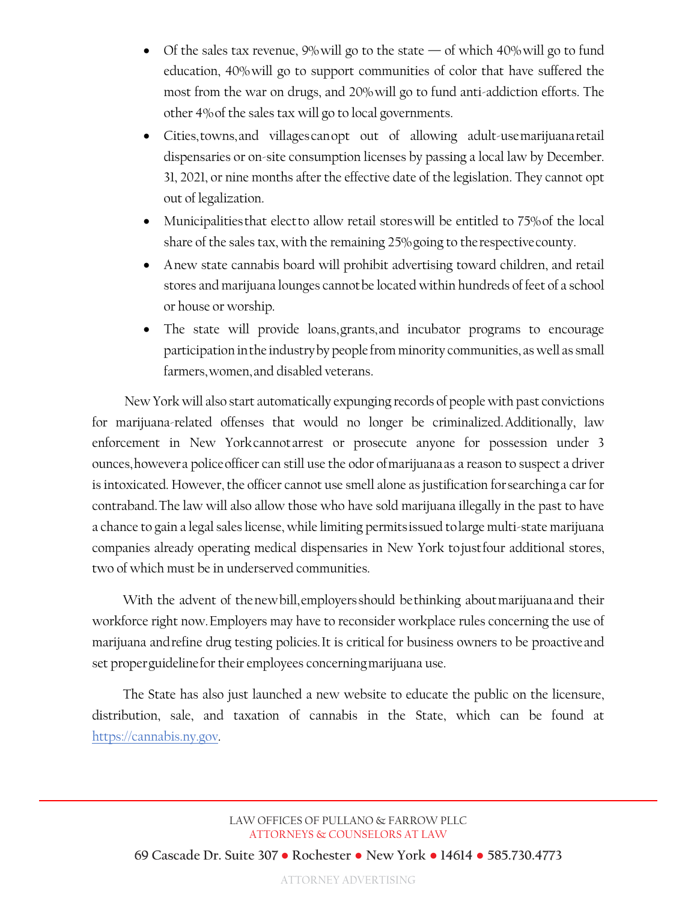- Of the sales tax revenue, 9% will go to the state — of which 40% will go to fund education, 40% will go to support communities of color that have suffered the most from the war on drugs, and 20% will go to fund anti-addiction efforts. The other 4% of the sales tax will go to local governments.
- Cities, towns, and villages can opt out of allowing adult-use marijuana retail dispensaries or on-site consumption licenses by passing a local law by December. 31, 2021, or nine months after the effective date of the legislation. They cannot opt out of legalization.
- Municipalities that elect to allow retail stores will be entitled to 75% of the local share of the sales tax, with the remaining 25% going to the respective county.
- A new state cannabis board will prohibit advertising toward children, and retail stores and marijuana lounges cannot be located within hundreds of feet of a school or house or worship.
- The state will provide loans, grants, and incubator programs to encourage participation in the industry by people from minority communities, as well as small farmers, women, and disabled veterans.

New York will also start automatically expunging records of people with past convictions for marijuana-related offenses that would no longer be criminalized. Additionally, law enforcement in New York cannot arrest or prosecute anyone for possession under 3 ounces, however a police officer can still use the odor of marijuana as a reason to suspect a driver is intoxicated. However, the officer cannot use smell alone as justification for searching a car for contraband. The law will also allow those who have sold marijuana illegally in the past to have a chance to gain a legal sales license, while limiting permits issued to large multi-state marijuana companies already operating medical dispensaries in New York to just four additional stores, two of which must be in underserved communities.

With the advent of the new bill, employers should be thinking about marijuana and their workforce right now. Employers may have to reconsider workplace rules concerning the use of marijuana and refine drug testing policies. It is critical for business owners to be proactive and set proper guideline for their employees concerning marijuana use.

The State has also just launched a new website to educate the public on the licensure, distribution, sale, and taxation of cannabis in the State, which can be found at https://cannabis.ny.gov.

LAW OFFICES OF PULLANO & FARROW PLLC
ATTORNEYS & COUNSELORS AT LAW

69 Cascade Dr. Suite 307 ● Rochester ● New York ● 14614 ● 585.730.4773

ATTORNEY ADVERTISING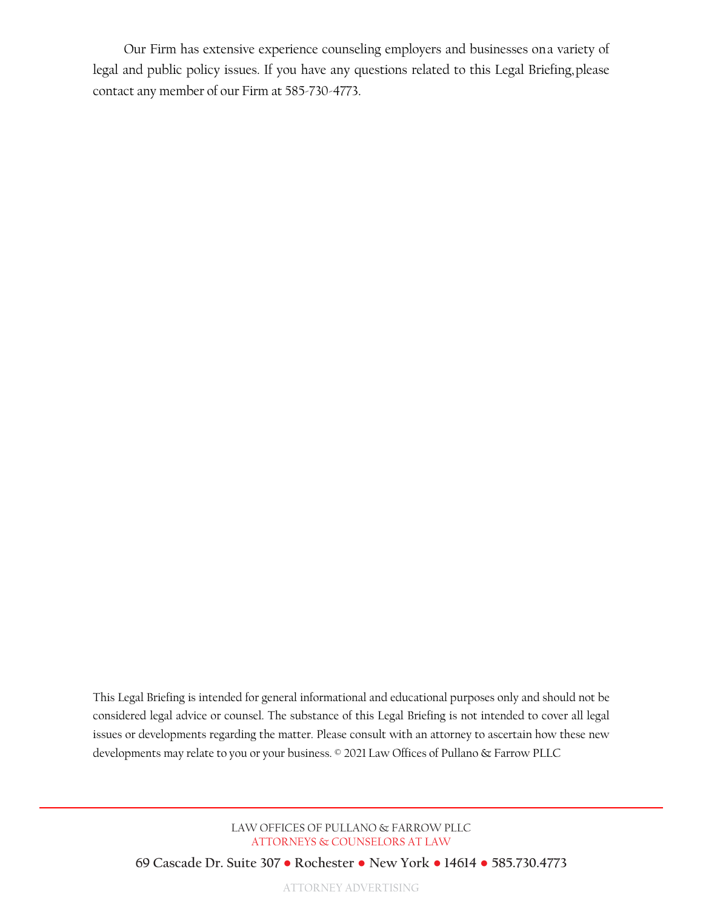Our Firm has extensive experience counseling employers and businesses on a variety of legal and public policy issues. If you have any questions related to this Legal Briefing, please contact any member of our Firm at 585-730-4773.

This Legal Briefing is intended for general informational and educational purposes only and should not be considered legal advice or counsel. The substance of this Legal Briefing is not intended to cover all legal issues or developments regarding the matter. Please consult with an attorney to ascertain how these new developments may relate to you or your business. © 2021 Law Offices of Pullano & Farrow PLLC

---

LAW OFFICES OF PULLANO & FARROW PLLC
ATTORNEYS & COUNSELORS AT LAW

**69 Cascade Dr. Suite 307 ● Rochester ● New York ● 14614 ● 585.730.4773**

ATTORNEY ADVERTISING